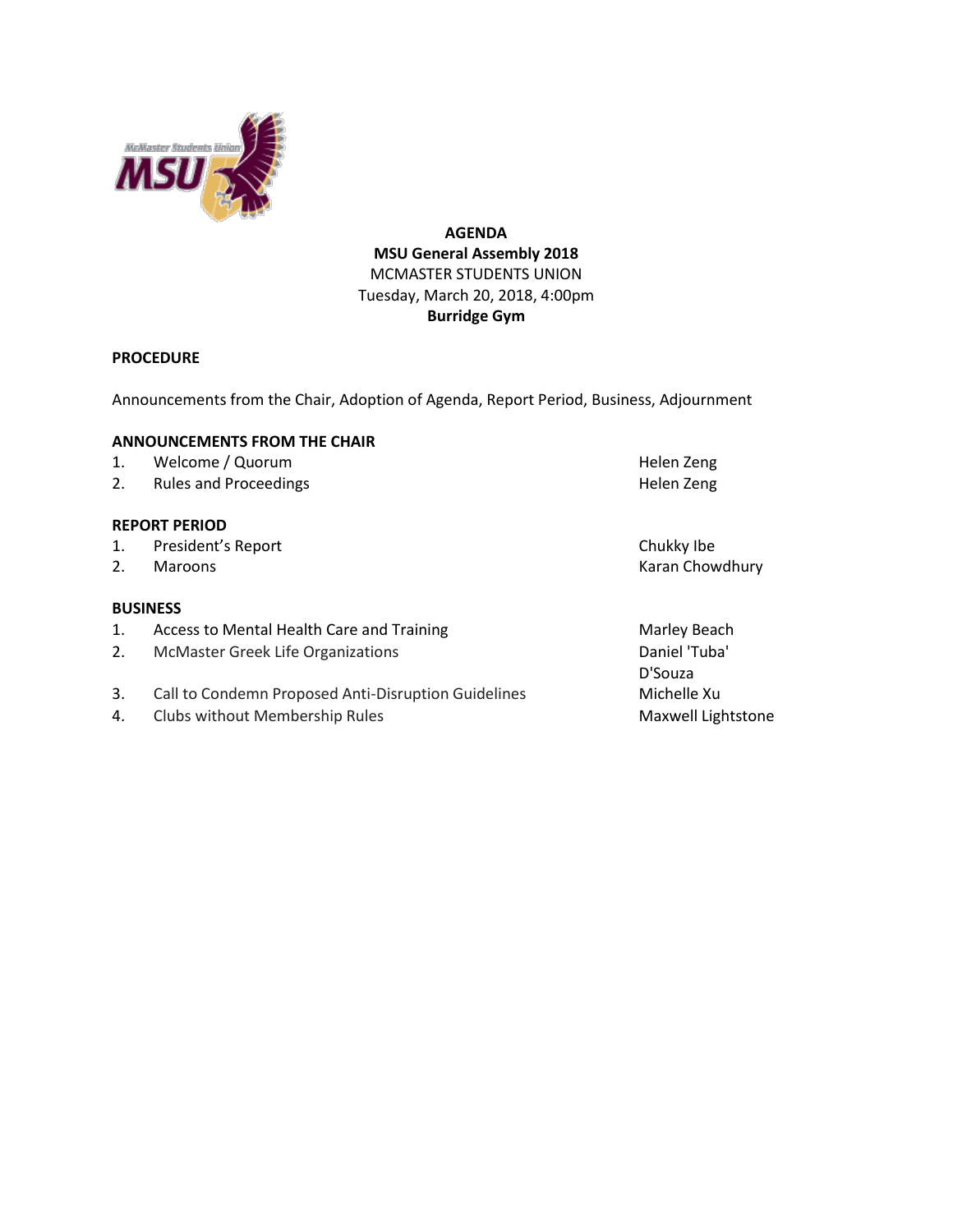**AGENDA**
**MSU General Assembly 2018**
MCMASTER STUDENTS UNION
Tuesday, March 20, 2018, 4:00pm
**Burridge Gym**

## PROCEDURE

Announcements from the Chair, Adoption of Agenda, Report Period, Business, Adjournment

## ANNOUNCEMENTS FROM THE CHAIR

| | | |
|---|---|---|
| 1. | Welcome / Quorum | Helen Zeng |
| 2. | Rules and Proceedings | Helen Zeng |

## REPORT PERIOD

| | | |
|---|---|---|
| 1. | President's Report | Chukky Ibe |
| 2. | Maroons | Karan Chowdhury |

## BUSINESS

| | | |
|---|---|---|
| 1. | Access to Mental Health Care and Training | Marley Beach |
| 2. | McMaster Greek Life Organizations | Daniel 'Tuba' D'Souza |
| 3. | Call to Condemn Proposed Anti-Disruption Guidelines | Michelle Xu |
| 4. | Clubs without Membership Rules | Maxwell Lightstone |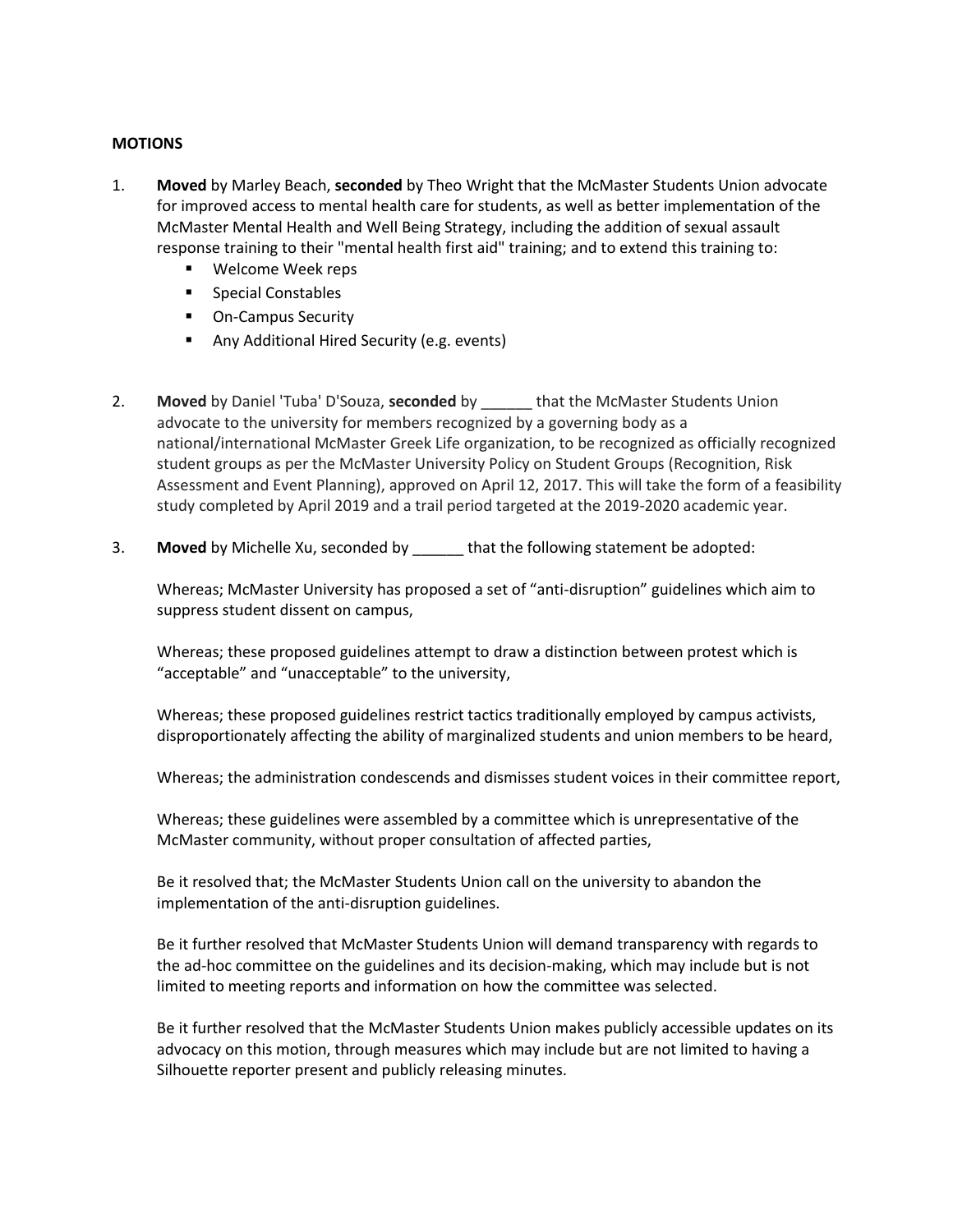**MOTIONS**

1. **Moved** by Marley Beach, **seconded** by Theo Wright that the McMaster Students Union advocate for improved access to mental health care for students, as well as better implementation of the McMaster Mental Health and Well Being Strategy, including the addition of sexual assault response training to their "mental health first aid" training; and to extend this training to:
   - Welcome Week reps
   - Special Constables
   - On-Campus Security
   - Any Additional Hired Security (e.g. events)

2. **Moved** by Daniel 'Tuba' D'Souza, **seconded** by ______ that the McMaster Students Union advocate to the university for members recognized by a governing body as a national/international McMaster Greek Life organization, to be recognized as officially recognized student groups as per the McMaster University Policy on Student Groups (Recognition, Risk Assessment and Event Planning), approved on April 12, 2017. This will take the form of a feasibility study completed by April 2019 and a trail period targeted at the 2019-2020 academic year.

3. **Moved** by Michelle Xu, seconded by ______ that the following statement be adopted:

   Whereas; McMaster University has proposed a set of "anti-disruption" guidelines which aim to suppress student dissent on campus,

   Whereas; these proposed guidelines attempt to draw a distinction between protest which is "acceptable" and "unacceptable" to the university,

   Whereas; these proposed guidelines restrict tactics traditionally employed by campus activists, disproportionately affecting the ability of marginalized students and union members to be heard,

   Whereas; the administration condescends and dismisses student voices in their committee report,

   Whereas; these guidelines were assembled by a committee which is unrepresentative of the McMaster community, without proper consultation of affected parties,

   Be it resolved that; the McMaster Students Union call on the university to abandon the implementation of the anti-disruption guidelines.

   Be it further resolved that McMaster Students Union will demand transparency with regards to the ad-hoc committee on the guidelines and its decision-making, which may include but is not limited to meeting reports and information on how the committee was selected.

   Be it further resolved that the McMaster Students Union makes publicly accessible updates on its advocacy on this motion, through measures which may include but are not limited to having a Silhouette reporter present and publicly releasing minutes.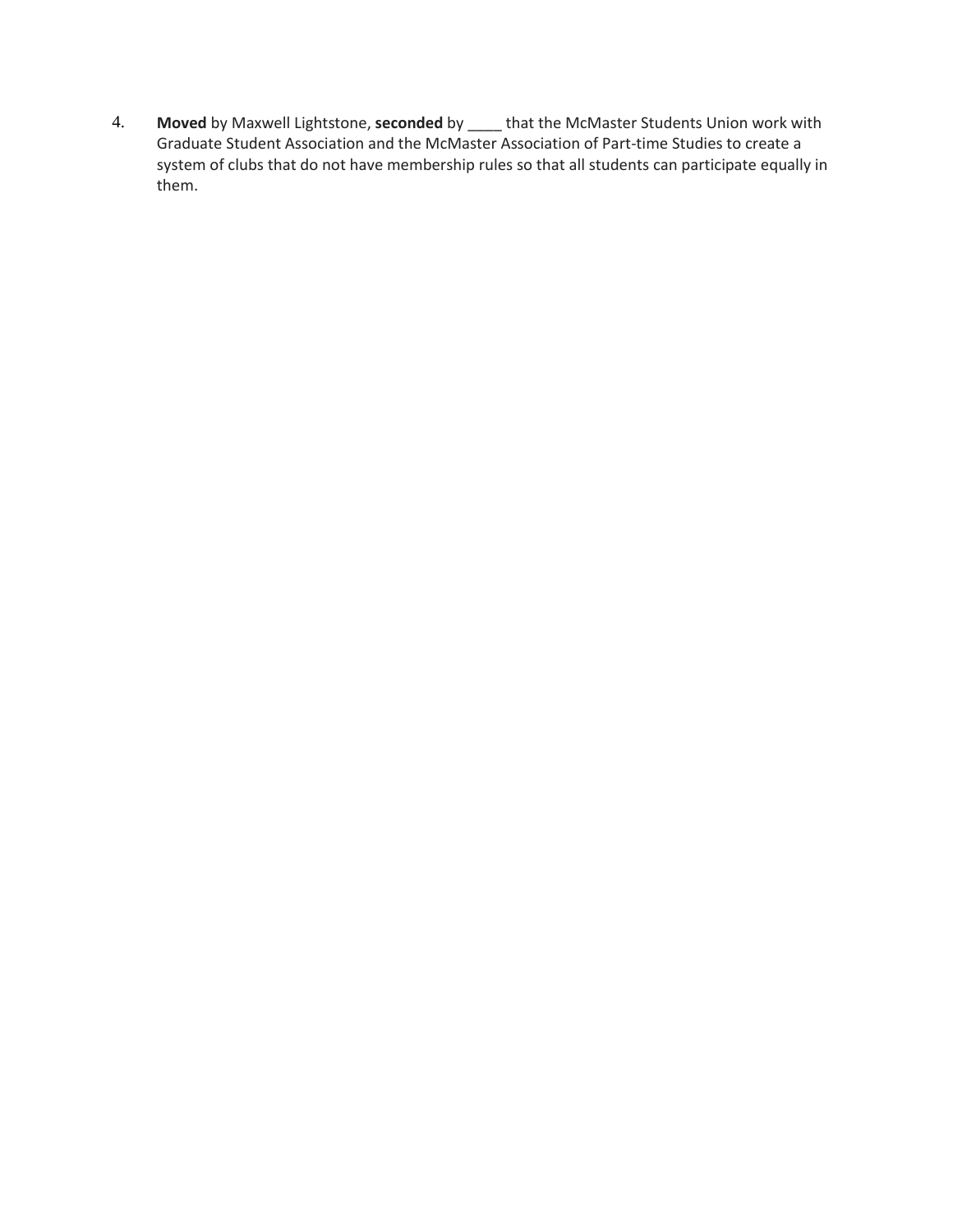4. **Moved** by Maxwell Lightstone, **seconded** by ____ that the McMaster Students Union work with Graduate Student Association and the McMaster Association of Part-time Studies to create a system of clubs that do not have membership rules so that all students can participate equally in them.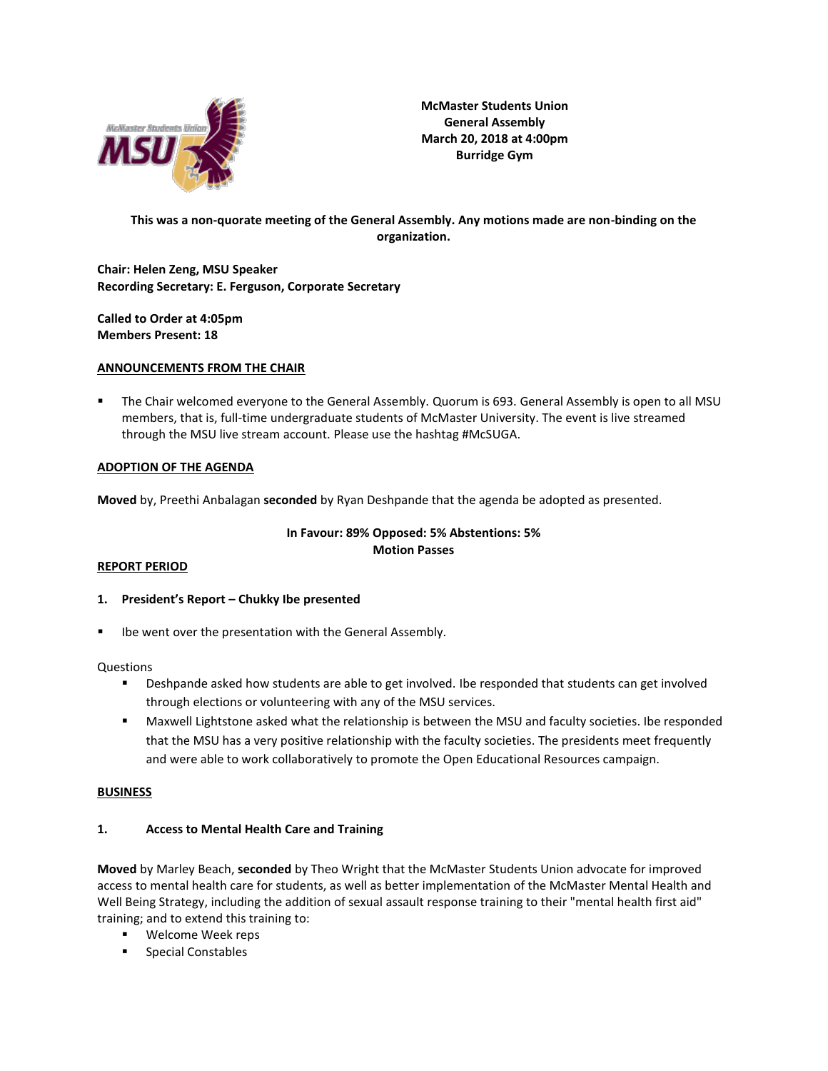**McMaster Students Union**
**General Assembly**
**March 20, 2018 at 4:00pm**
**Burridge Gym**

**This was a non-quorate meeting of the General Assembly. Any motions made are non-binding on the organization.**

**Chair: Helen Zeng, MSU Speaker**
**Recording Secretary: E. Ferguson, Corporate Secretary**

**Called to Order at 4:05pm**
**Members Present: 18**

## ANNOUNCEMENTS FROM THE CHAIR

- The Chair welcomed everyone to the General Assembly. Quorum is 693. General Assembly is open to all MSU members, that is, full-time undergraduate students of McMaster University. The event is live streamed through the MSU live stream account. Please use the hashtag #McSUGA.

## ADOPTION OF THE AGENDA

**Moved** by, Preethi Anbalagan **seconded** by Ryan Deshpande that the agenda be adopted as presented.

**In Favour: 89% Opposed: 5% Abstentions: 5%**
**Motion Passes**

## REPORT PERIOD

### 1. President's Report – Chukky Ibe presented

- Ibe went over the presentation with the General Assembly.

Questions

- Deshpande asked how students are able to get involved. Ibe responded that students can get involved through elections or volunteering with any of the MSU services.
- Maxwell Lightstone asked what the relationship is between the MSU and faculty societies. Ibe responded that the MSU has a very positive relationship with the faculty societies. The presidents meet frequently and were able to work collaboratively to promote the Open Educational Resources campaign.

## BUSINESS

### 1. Access to Mental Health Care and Training

**Moved** by Marley Beach, **seconded** by Theo Wright that the McMaster Students Union advocate for improved access to mental health care for students, as well as better implementation of the McMaster Mental Health and Well Being Strategy, including the addition of sexual assault response training to their "mental health first aid" training; and to extend this training to:

- Welcome Week reps
- Special Constables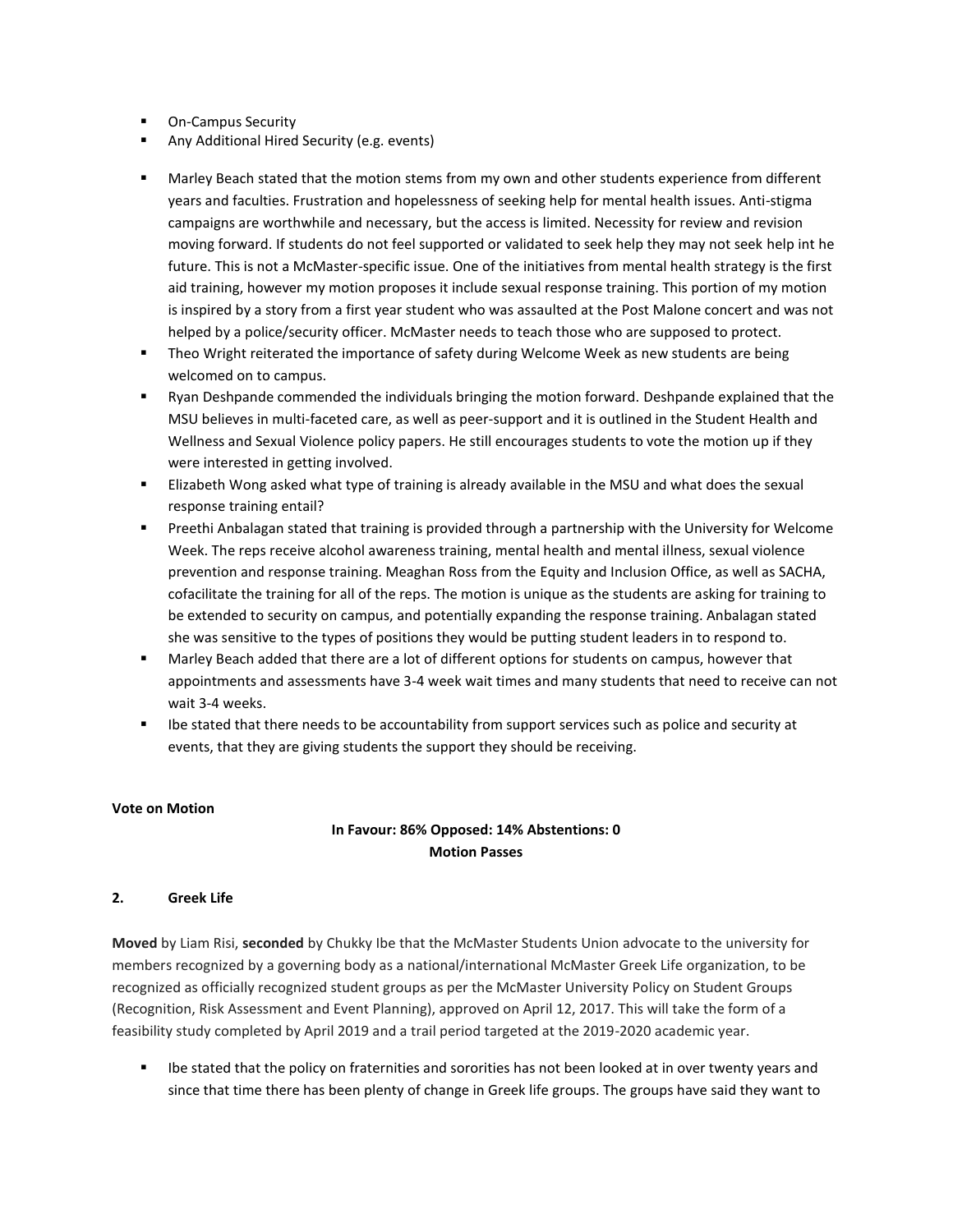- On-Campus Security
- Any Additional Hired Security (e.g. events)

- Marley Beach stated that the motion stems from my own and other students experience from different years and faculties. Frustration and hopelessness of seeking help for mental health issues. Anti-stigma campaigns are worthwhile and necessary, but the access is limited. Necessity for review and revision moving forward. If students do not feel supported or validated to seek help they may not seek help int he future. This is not a McMaster-specific issue. One of the initiatives from mental health strategy is the first aid training, however my motion proposes it include sexual response training. This portion of my motion is inspired by a story from a first year student who was assaulted at the Post Malone concert and was not helped by a police/security officer. McMaster needs to teach those who are supposed to protect.
- Theo Wright reiterated the importance of safety during Welcome Week as new students are being welcomed on to campus.
- Ryan Deshpande commended the individuals bringing the motion forward. Deshpande explained that the MSU believes in multi-faceted care, as well as peer-support and it is outlined in the Student Health and Wellness and Sexual Violence policy papers. He still encourages students to vote the motion up if they were interested in getting involved.
- Elizabeth Wong asked what type of training is already available in the MSU and what does the sexual response training entail?
- Preethi Anbalagan stated that training is provided through a partnership with the University for Welcome Week. The reps receive alcohol awareness training, mental health and mental illness, sexual violence prevention and response training. Meaghan Ross from the Equity and Inclusion Office, as well as SACHA, cofacilitate the training for all of the reps. The motion is unique as the students are asking for training to be extended to security on campus, and potentially expanding the response training. Anbalagan stated she was sensitive to the types of positions they would be putting student leaders in to respond to.
- Marley Beach added that there are a lot of different options for students on campus, however that appointments and assessments have 3-4 week wait times and many students that need to receive can not wait 3-4 weeks.
- Ibe stated that there needs to be accountability from support services such as police and security at events, that they are giving students the support they should be receiving.

**Vote on Motion**

**In Favour: 86% Opposed: 14% Abstentions: 0**
**Motion Passes**

**2. Greek Life**

**Moved** by Liam Risi, **seconded** by Chukky Ibe that the McMaster Students Union advocate to the university for members recognized by a governing body as a national/international McMaster Greek Life organization, to be recognized as officially recognized student groups as per the McMaster University Policy on Student Groups (Recognition, Risk Assessment and Event Planning), approved on April 12, 2017. This will take the form of a feasibility study completed by April 2019 and a trail period targeted at the 2019-2020 academic year.

- Ibe stated that the policy on fraternities and sororities has not been looked at in over twenty years and since that time there has been plenty of change in Greek life groups. The groups have said they want to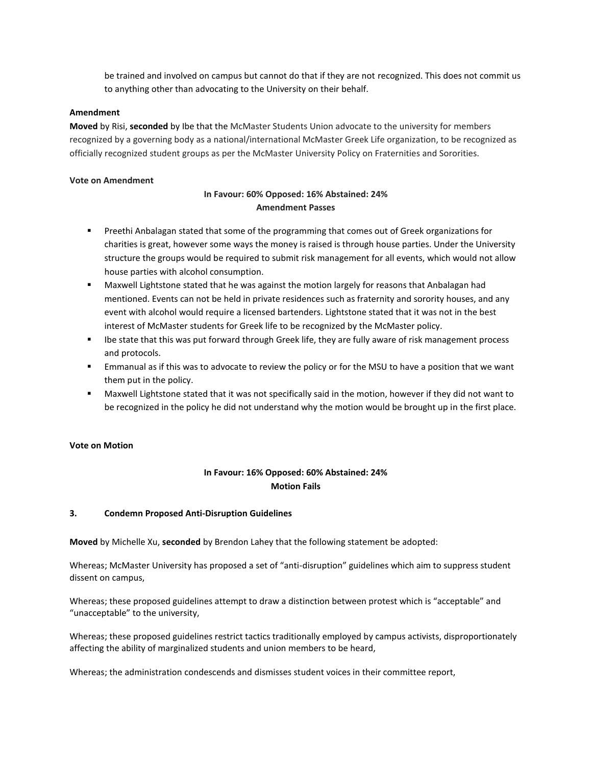be trained and involved on campus but cannot do that if they are not recognized. This does not commit us to anything other than advocating to the University on their behalf.

**Amendment**

**Moved** by Risi, **seconded** by Ibe that the McMaster Students Union advocate to the university for members recognized by a governing body as a national/international McMaster Greek Life organization, to be recognized as officially recognized student groups as per the McMaster University Policy on Fraternities and Sororities.

**Vote on Amendment**

**In Favour: 60% Opposed: 16% Abstained: 24%**
**Amendment Passes**

- Preethi Anbalagan stated that some of the programming that comes out of Greek organizations for charities is great, however some ways the money is raised is through house parties. Under the University structure the groups would be required to submit risk management for all events, which would not allow house parties with alcohol consumption.
- Maxwell Lightstone stated that he was against the motion largely for reasons that Anbalagan had mentioned. Events can not be held in private residences such as fraternity and sorority houses, and any event with alcohol would require a licensed bartenders. Lightstone stated that it was not in the best interest of McMaster students for Greek life to be recognized by the McMaster policy.
- Ibe state that this was put forward through Greek life, they are fully aware of risk management process and protocols.
- Emmanual as if this was to advocate to review the policy or for the MSU to have a position that we want them put in the policy.
- Maxwell Lightstone stated that it was not specifically said in the motion, however if they did not want to be recognized in the policy he did not understand why the motion would be brought up in the first place.

**Vote on Motion**

**In Favour: 16% Opposed: 60% Abstained: 24%**
**Motion Fails**

**3. Condemn Proposed Anti-Disruption Guidelines**

**Moved** by Michelle Xu, **seconded** by Brendon Lahey that the following statement be adopted:

Whereas; McMaster University has proposed a set of "anti-disruption" guidelines which aim to suppress student dissent on campus,

Whereas; these proposed guidelines attempt to draw a distinction between protest which is "acceptable" and "unacceptable" to the university,

Whereas; these proposed guidelines restrict tactics traditionally employed by campus activists, disproportionately affecting the ability of marginalized students and union members to be heard,

Whereas; the administration condescends and dismisses student voices in their committee report,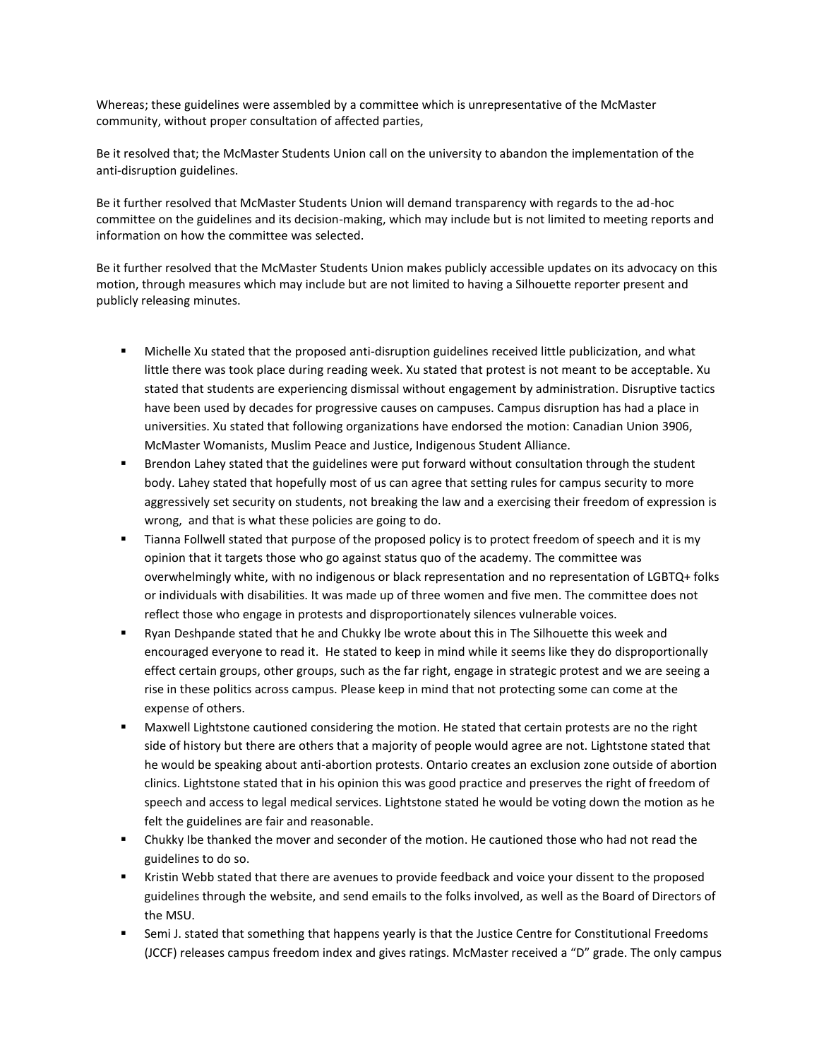Whereas; these guidelines were assembled by a committee which is unrepresentative of the McMaster community, without proper consultation of affected parties,

Be it resolved that; the McMaster Students Union call on the university to abandon the implementation of the anti-disruption guidelines.

Be it further resolved that McMaster Students Union will demand transparency with regards to the ad-hoc committee on the guidelines and its decision-making, which may include but is not limited to meeting reports and information on how the committee was selected.

Be it further resolved that the McMaster Students Union makes publicly accessible updates on its advocacy on this motion, through measures which may include but are not limited to having a Silhouette reporter present and publicly releasing minutes.

- Michelle Xu stated that the proposed anti-disruption guidelines received little publicization, and what little there was took place during reading week. Xu stated that protest is not meant to be acceptable. Xu stated that students are experiencing dismissal without engagement by administration. Disruptive tactics have been used by decades for progressive causes on campuses. Campus disruption has had a place in universities. Xu stated that following organizations have endorsed the motion: Canadian Union 3906, McMaster Womanists, Muslim Peace and Justice, Indigenous Student Alliance.
- Brendon Lahey stated that the guidelines were put forward without consultation through the student body. Lahey stated that hopefully most of us can agree that setting rules for campus security to more aggressively set security on students, not breaking the law and a exercising their freedom of expression is wrong, and that is what these policies are going to do.
- Tianna Follwell stated that purpose of the proposed policy is to protect freedom of speech and it is my opinion that it targets those who go against status quo of the academy. The committee was overwhelmingly white, with no indigenous or black representation and no representation of LGBTQ+ folks or individuals with disabilities. It was made up of three women and five men. The committee does not reflect those who engage in protests and disproportionately silences vulnerable voices.
- Ryan Deshpande stated that he and Chukky Ibe wrote about this in The Silhouette this week and encouraged everyone to read it. He stated to keep in mind while it seems like they do disproportionally effect certain groups, other groups, such as the far right, engage in strategic protest and we are seeing a rise in these politics across campus. Please keep in mind that not protecting some can come at the expense of others.
- Maxwell Lightstone cautioned considering the motion. He stated that certain protests are no the right side of history but there are others that a majority of people would agree are not. Lightstone stated that he would be speaking about anti-abortion protests. Ontario creates an exclusion zone outside of abortion clinics. Lightstone stated that in his opinion this was good practice and preserves the right of freedom of speech and access to legal medical services. Lightstone stated he would be voting down the motion as he felt the guidelines are fair and reasonable.
- Chukky Ibe thanked the mover and seconder of the motion. He cautioned those who had not read the guidelines to do so.
- Kristin Webb stated that there are avenues to provide feedback and voice your dissent to the proposed guidelines through the website, and send emails to the folks involved, as well as the Board of Directors of the MSU.
- Semi J. stated that something that happens yearly is that the Justice Centre for Constitutional Freedoms (JCCF) releases campus freedom index and gives ratings. McMaster received a "D" grade. The only campus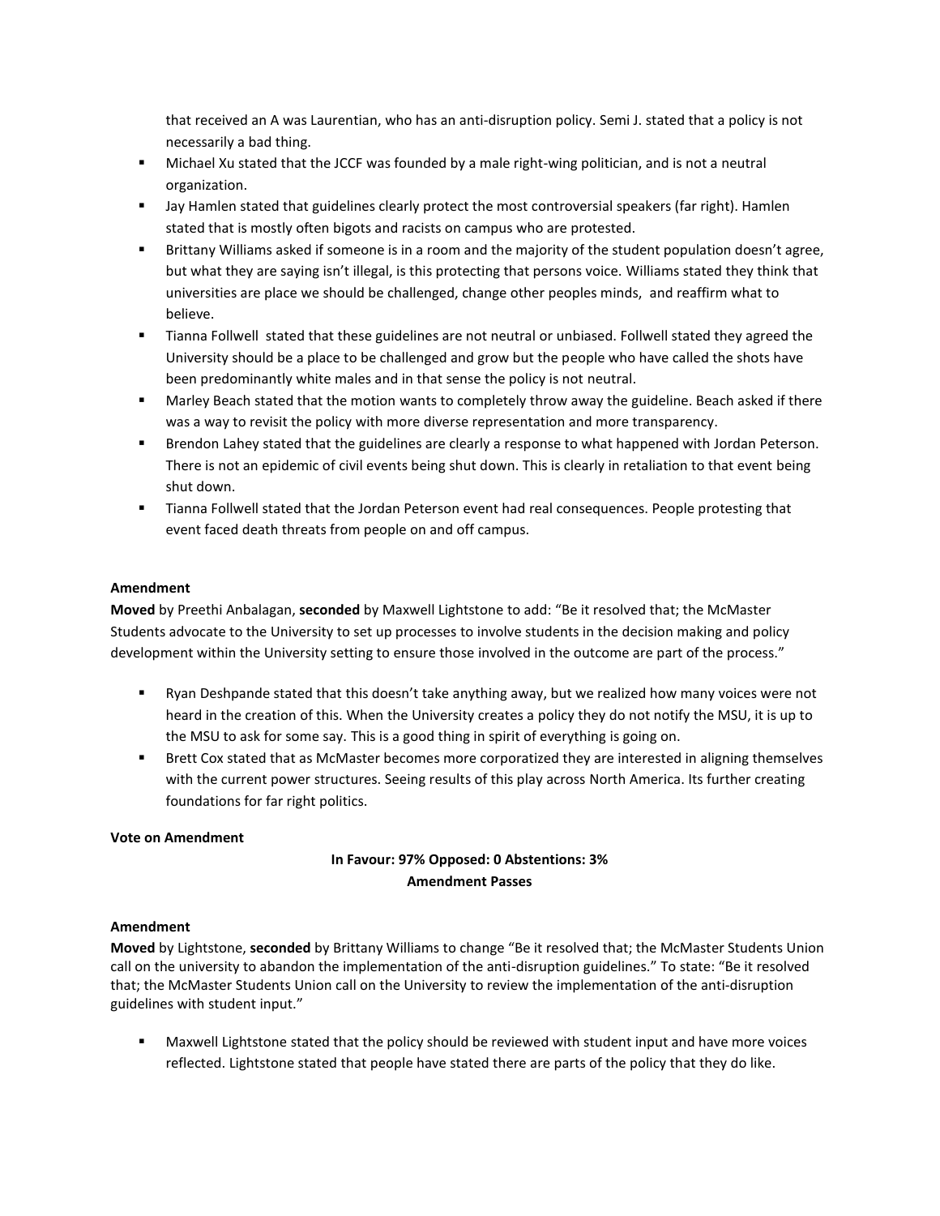that received an A was Laurentian, who has an anti-disruption policy. Semi J. stated that a policy is not necessarily a bad thing.

- Michael Xu stated that the JCCF was founded by a male right-wing politician, and is not a neutral organization.
- Jay Hamlen stated that guidelines clearly protect the most controversial speakers (far right). Hamlen stated that is mostly often bigots and racists on campus who are protested.
- Brittany Williams asked if someone is in a room and the majority of the student population doesn't agree, but what they are saying isn't illegal, is this protecting that persons voice. Williams stated they think that universities are place we should be challenged, change other peoples minds, and reaffirm what to believe.
- Tianna Follwell stated that these guidelines are not neutral or unbiased. Follwell stated they agreed the University should be a place to be challenged and grow but the people who have called the shots have been predominantly white males and in that sense the policy is not neutral.
- Marley Beach stated that the motion wants to completely throw away the guideline. Beach asked if there was a way to revisit the policy with more diverse representation and more transparency.
- Brendon Lahey stated that the guidelines are clearly a response to what happened with Jordan Peterson. There is not an epidemic of civil events being shut down. This is clearly in retaliation to that event being shut down.
- Tianna Follwell stated that the Jordan Peterson event had real consequences. People protesting that event faced death threats from people on and off campus.

**Amendment**

**Moved** by Preethi Anbalagan, **seconded** by Maxwell Lightstone to add: "Be it resolved that; the McMaster Students advocate to the University to set up processes to involve students in the decision making and policy development within the University setting to ensure those involved in the outcome are part of the process."

- Ryan Deshpande stated that this doesn't take anything away, but we realized how many voices were not heard in the creation of this. When the University creates a policy they do not notify the MSU, it is up to the MSU to ask for some say. This is a good thing in spirit of everything is going on.
- Brett Cox stated that as McMaster becomes more corporatized they are interested in aligning themselves with the current power structures. Seeing results of this play across North America. Its further creating foundations for far right politics.

**Vote on Amendment**

**In Favour: 97% Opposed: 0 Abstentions: 3%**
**Amendment Passes**

**Amendment**

**Moved** by Lightstone, **seconded** by Brittany Williams to change "Be it resolved that; the McMaster Students Union call on the university to abandon the implementation of the anti-disruption guidelines." To state: "Be it resolved that; the McMaster Students Union call on the University to review the implementation of the anti-disruption guidelines with student input."

- Maxwell Lightstone stated that the policy should be reviewed with student input and have more voices reflected. Lightstone stated that people have stated there are parts of the policy that they do like.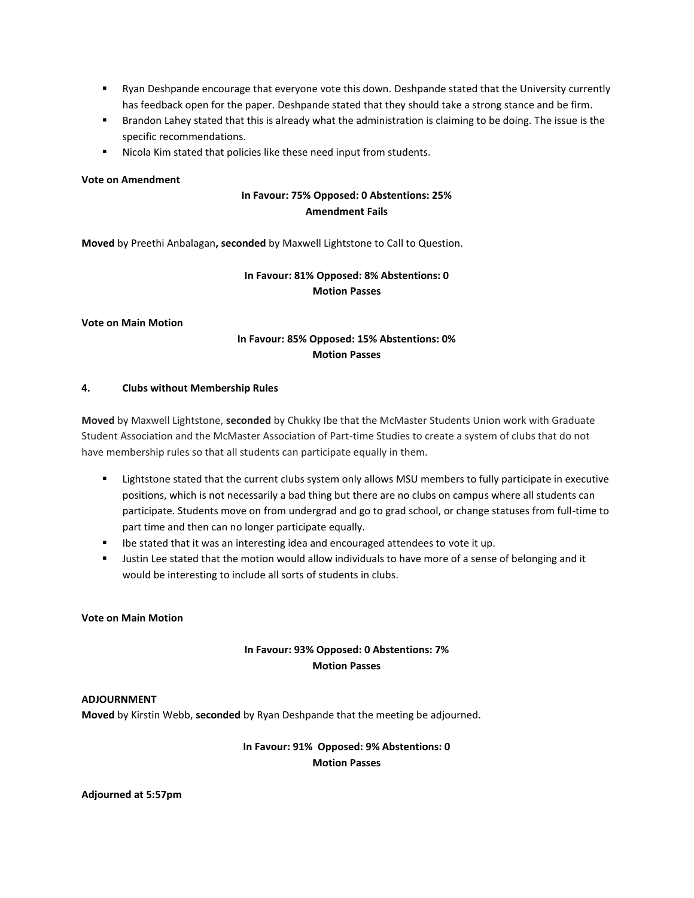- Ryan Deshpande encourage that everyone vote this down. Deshpande stated that the University currently has feedback open for the paper. Deshpande stated that they should take a strong stance and be firm.
- Brandon Lahey stated that this is already what the administration is claiming to be doing. The issue is the specific recommendations.
- Nicola Kim stated that policies like these need input from students.

**Vote on Amendment**

**In Favour: 75% Opposed: 0 Abstentions: 25%**
**Amendment Fails**

**Moved** by Preethi Anbalagan**, seconded** by Maxwell Lightstone to Call to Question.

**In Favour: 81% Opposed: 8% Abstentions: 0**
**Motion Passes**

**Vote on Main Motion**

**In Favour: 85% Opposed: 15% Abstentions: 0%**
**Motion Passes**

**4. Clubs without Membership Rules**

**Moved** by Maxwell Lightstone, **seconded** by Chukky Ibe that the McMaster Students Union work with Graduate Student Association and the McMaster Association of Part-time Studies to create a system of clubs that do not have membership rules so that all students can participate equally in them.

- Lightstone stated that the current clubs system only allows MSU members to fully participate in executive positions, which is not necessarily a bad thing but there are no clubs on campus where all students can participate. Students move on from undergrad and go to grad school, or change statuses from full-time to part time and then can no longer participate equally.
- Ibe stated that it was an interesting idea and encouraged attendees to vote it up.
- Justin Lee stated that the motion would allow individuals to have more of a sense of belonging and it would be interesting to include all sorts of students in clubs.

**Vote on Main Motion**

**In Favour: 93% Opposed: 0 Abstentions: 7%**
**Motion Passes**

**ADJOURNMENT**

**Moved** by Kirstin Webb, **seconded** by Ryan Deshpande that the meeting be adjourned.

**In Favour: 91% Opposed: 9% Abstentions: 0**
**Motion Passes**

**Adjourned at 5:57pm**